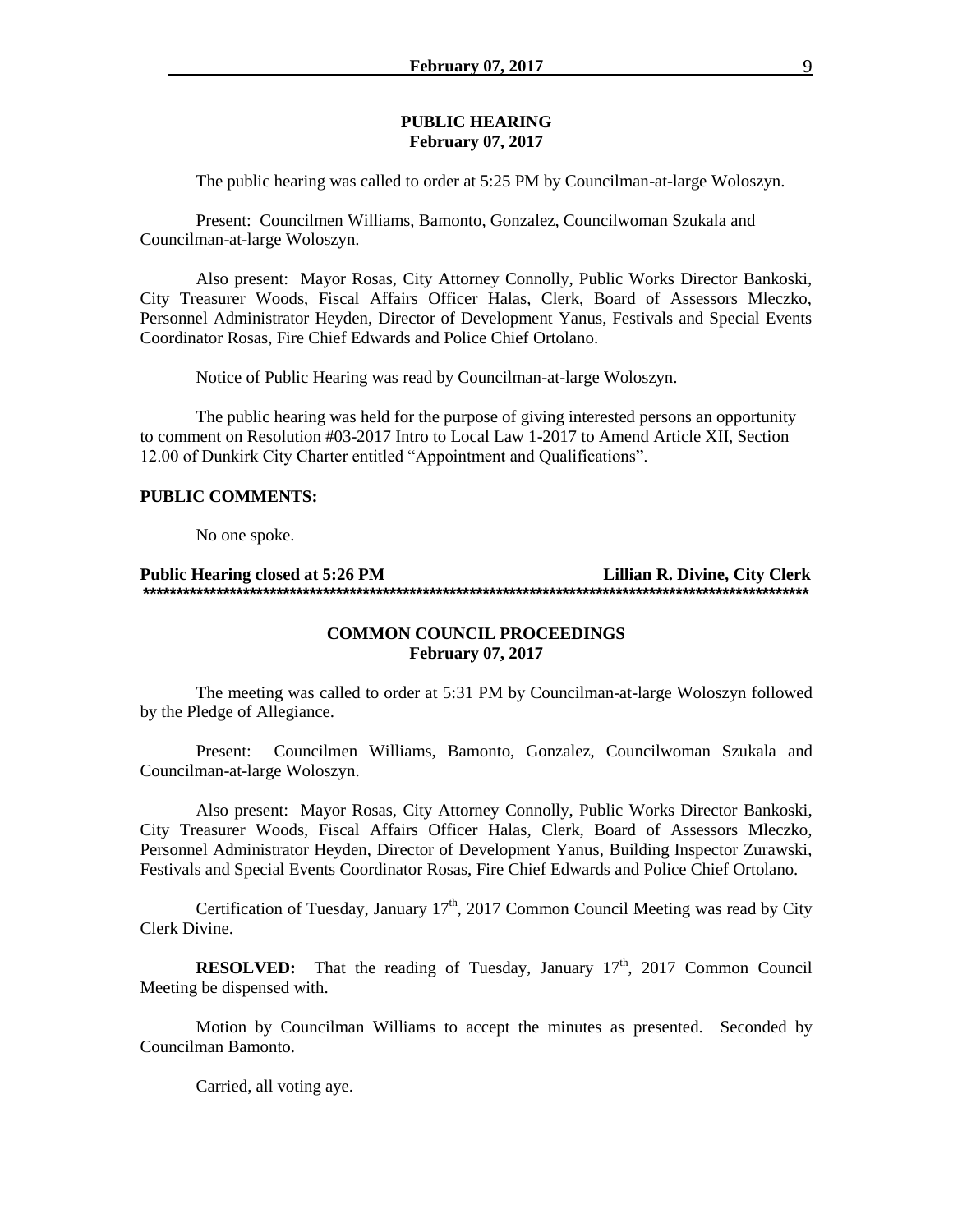## PUBLIC HEARING
### February 07, 2017

The public hearing was called to order at 5:25 PM by Councilman-at-large Woloszyn.

Present: Councilmen Williams, Bamonto, Gonzalez, Councilwoman Szukala and Councilman-at-large Woloszyn.

Also present: Mayor Rosas, City Attorney Connolly, Public Works Director Bankoski, City Treasurer Woods, Fiscal Affairs Officer Halas, Clerk, Board of Assessors Mleczko, Personnel Administrator Heyden, Director of Development Yanus, Festivals and Special Events Coordinator Rosas, Fire Chief Edwards and Police Chief Ortolano.

Notice of Public Hearing was read by Councilman-at-large Woloszyn.

The public hearing was held for the purpose of giving interested persons an opportunity to comment on Resolution #03-2017 Intro to Local Law 1-2017 to Amend Article XII, Section 12.00 of Dunkirk City Charter entitled "Appointment and Qualifications".

**PUBLIC COMMENTS:**

No one spoke.

**Public Hearing closed at 5:26 PM** **Lillian R. Divine, City Clerk**

**\*\*\*\*\*\*\*\*\*\*\*\*\*\*\*\*\*\*\*\*\*\*\*\*\*\*\*\*\*\*\*\*\*\*\*\*\*\*\*\*\*\*\*\*\*\*\*\*\*\*\*\*\*\*\*\*\*\*\*\*\*\*\*\*\*\*\*\*\*\*\*\*\*\*\*\*\*\*\*\*\*\*\*\*\*\*\*\*\*\*\*\*\*\*\*\*\*\*\*\*\***

## COMMON COUNCIL PROCEEDINGS
### February 07, 2017

The meeting was called to order at 5:31 PM by Councilman-at-large Woloszyn followed by the Pledge of Allegiance.

Present: Councilmen Williams, Bamonto, Gonzalez, Councilwoman Szukala and Councilman-at-large Woloszyn.

Also present: Mayor Rosas, City Attorney Connolly, Public Works Director Bankoski, City Treasurer Woods, Fiscal Affairs Officer Halas, Clerk, Board of Assessors Mleczko, Personnel Administrator Heyden, Director of Development Yanus, Building Inspector Zurawski, Festivals and Special Events Coordinator Rosas, Fire Chief Edwards and Police Chief Ortolano.

Certification of Tuesday, January 17th, 2017 Common Council Meeting was read by City Clerk Divine.

**RESOLVED:** That the reading of Tuesday, January 17th, 2017 Common Council Meeting be dispensed with.

Motion by Councilman Williams to accept the minutes as presented. Seconded by Councilman Bamonto.

Carried, all voting aye.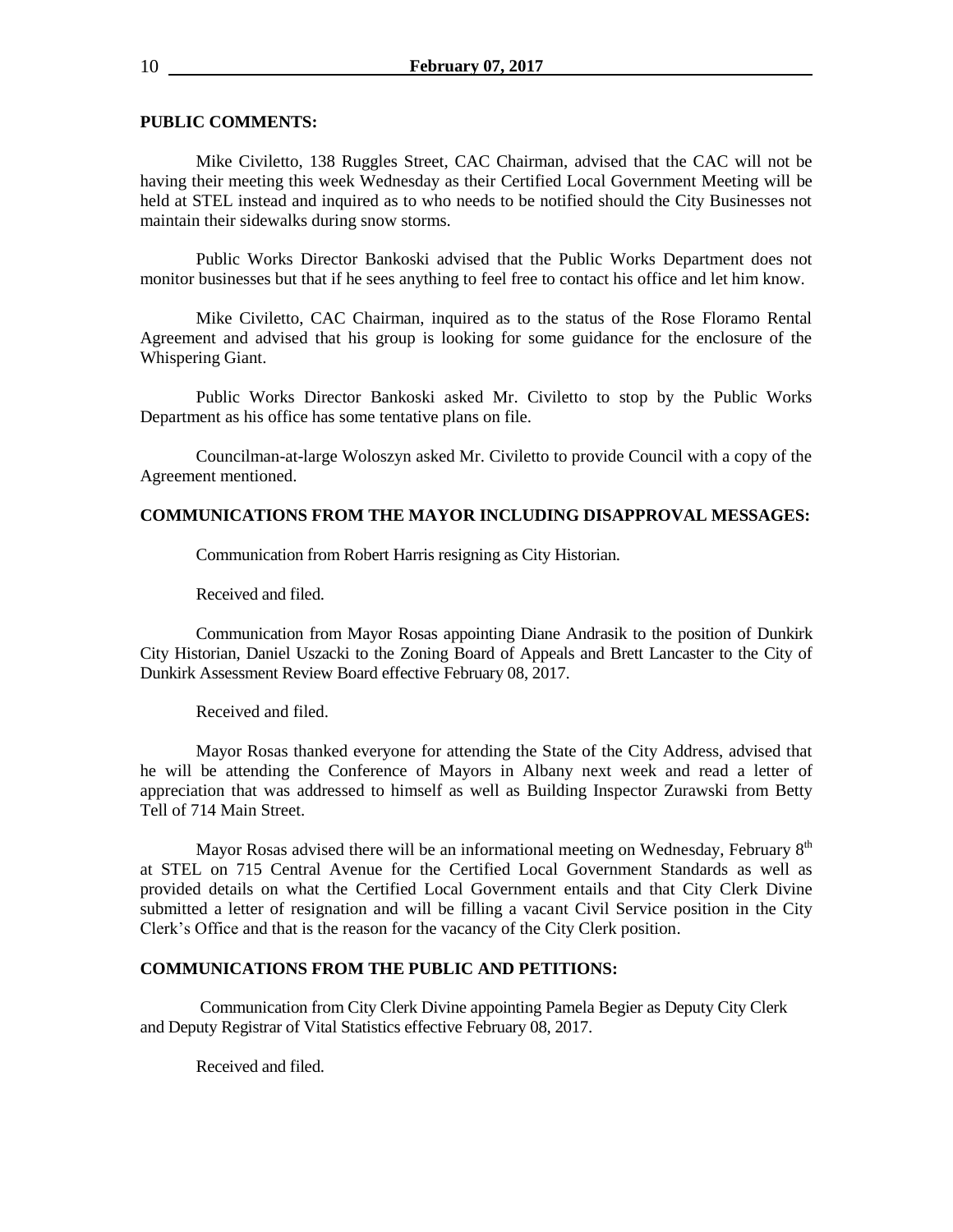**PUBLIC COMMENTS:**

Mike Civiletto, 138 Ruggles Street, CAC Chairman, advised that the CAC will not be having their meeting this week Wednesday as their Certified Local Government Meeting will be held at STEL instead and inquired as to who needs to be notified should the City Businesses not maintain their sidewalks during snow storms.

Public Works Director Bankoski advised that the Public Works Department does not monitor businesses but that if he sees anything to feel free to contact his office and let him know.

Mike Civiletto, CAC Chairman, inquired as to the status of the Rose Floramo Rental Agreement and advised that his group is looking for some guidance for the enclosure of the Whispering Giant.

Public Works Director Bankoski asked Mr. Civiletto to stop by the Public Works Department as his office has some tentative plans on file.

Councilman-at-large Woloszyn asked Mr. Civiletto to provide Council with a copy of the Agreement mentioned.

**COMMUNICATIONS FROM THE MAYOR INCLUDING DISAPPROVAL MESSAGES:**

Communication from Robert Harris resigning as City Historian.

Received and filed.

Communication from Mayor Rosas appointing Diane Andrasik to the position of Dunkirk City Historian, Daniel Uszacki to the Zoning Board of Appeals and Brett Lancaster to the City of Dunkirk Assessment Review Board effective February 08, 2017.

Received and filed.

Mayor Rosas thanked everyone for attending the State of the City Address, advised that he will be attending the Conference of Mayors in Albany next week and read a letter of appreciation that was addressed to himself as well as Building Inspector Zurawski from Betty Tell of 714 Main Street.

Mayor Rosas advised there will be an informational meeting on Wednesday, February 8th at STEL on 715 Central Avenue for the Certified Local Government Standards as well as provided details on what the Certified Local Government entails and that City Clerk Divine submitted a letter of resignation and will be filling a vacant Civil Service position in the City Clerk's Office and that is the reason for the vacancy of the City Clerk position.

**COMMUNICATIONS FROM THE PUBLIC AND PETITIONS:**

Communication from City Clerk Divine appointing Pamela Begier as Deputy City Clerk and Deputy Registrar of Vital Statistics effective February 08, 2017.

Received and filed.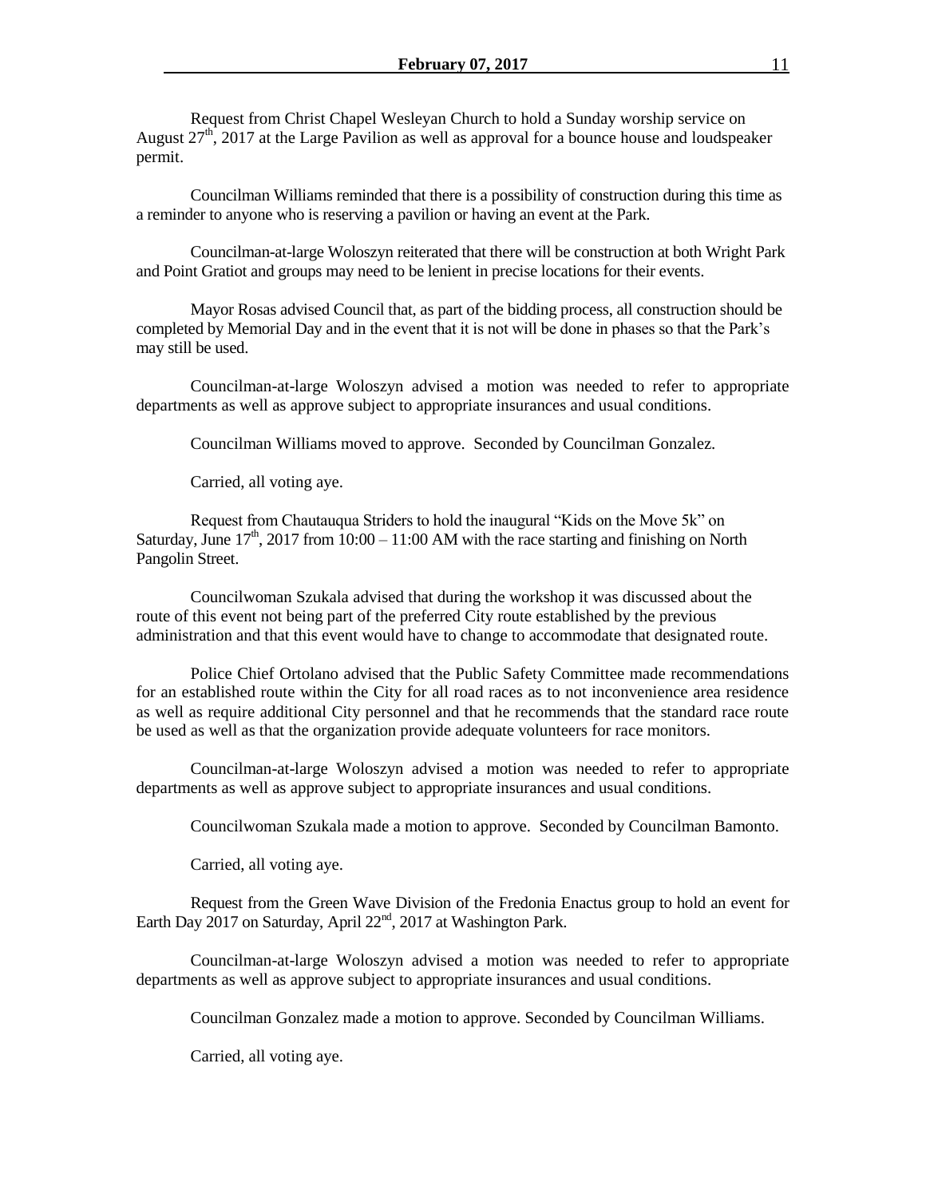Request from Christ Chapel Wesleyan Church to hold a Sunday worship service on August 27th, 2017 at the Large Pavilion as well as approval for a bounce house and loudspeaker permit.

Councilman Williams reminded that there is a possibility of construction during this time as a reminder to anyone who is reserving a pavilion or having an event at the Park.

Councilman-at-large Woloszyn reiterated that there will be construction at both Wright Park and Point Gratiot and groups may need to be lenient in precise locations for their events.

Mayor Rosas advised Council that, as part of the bidding process, all construction should be completed by Memorial Day and in the event that it is not will be done in phases so that the Park's may still be used.

Councilman-at-large Woloszyn advised a motion was needed to refer to appropriate departments as well as approve subject to appropriate insurances and usual conditions.

Councilman Williams moved to approve. Seconded by Councilman Gonzalez.

Carried, all voting aye.

Request from Chautauqua Striders to hold the inaugural "Kids on the Move 5k" on Saturday, June 17th, 2017 from 10:00 – 11:00 AM with the race starting and finishing on North Pangolin Street.

Councilwoman Szukala advised that during the workshop it was discussed about the route of this event not being part of the preferred City route established by the previous administration and that this event would have to change to accommodate that designated route.

Police Chief Ortolano advised that the Public Safety Committee made recommendations for an established route within the City for all road races as to not inconvenience area residence as well as require additional City personnel and that he recommends that the standard race route be used as well as that the organization provide adequate volunteers for race monitors.

Councilman-at-large Woloszyn advised a motion was needed to refer to appropriate departments as well as approve subject to appropriate insurances and usual conditions.

Councilwoman Szukala made a motion to approve. Seconded by Councilman Bamonto.

Carried, all voting aye.

Request from the Green Wave Division of the Fredonia Enactus group to hold an event for Earth Day 2017 on Saturday, April 22nd, 2017 at Washington Park.

Councilman-at-large Woloszyn advised a motion was needed to refer to appropriate departments as well as approve subject to appropriate insurances and usual conditions.

Councilman Gonzalez made a motion to approve. Seconded by Councilman Williams.

Carried, all voting aye.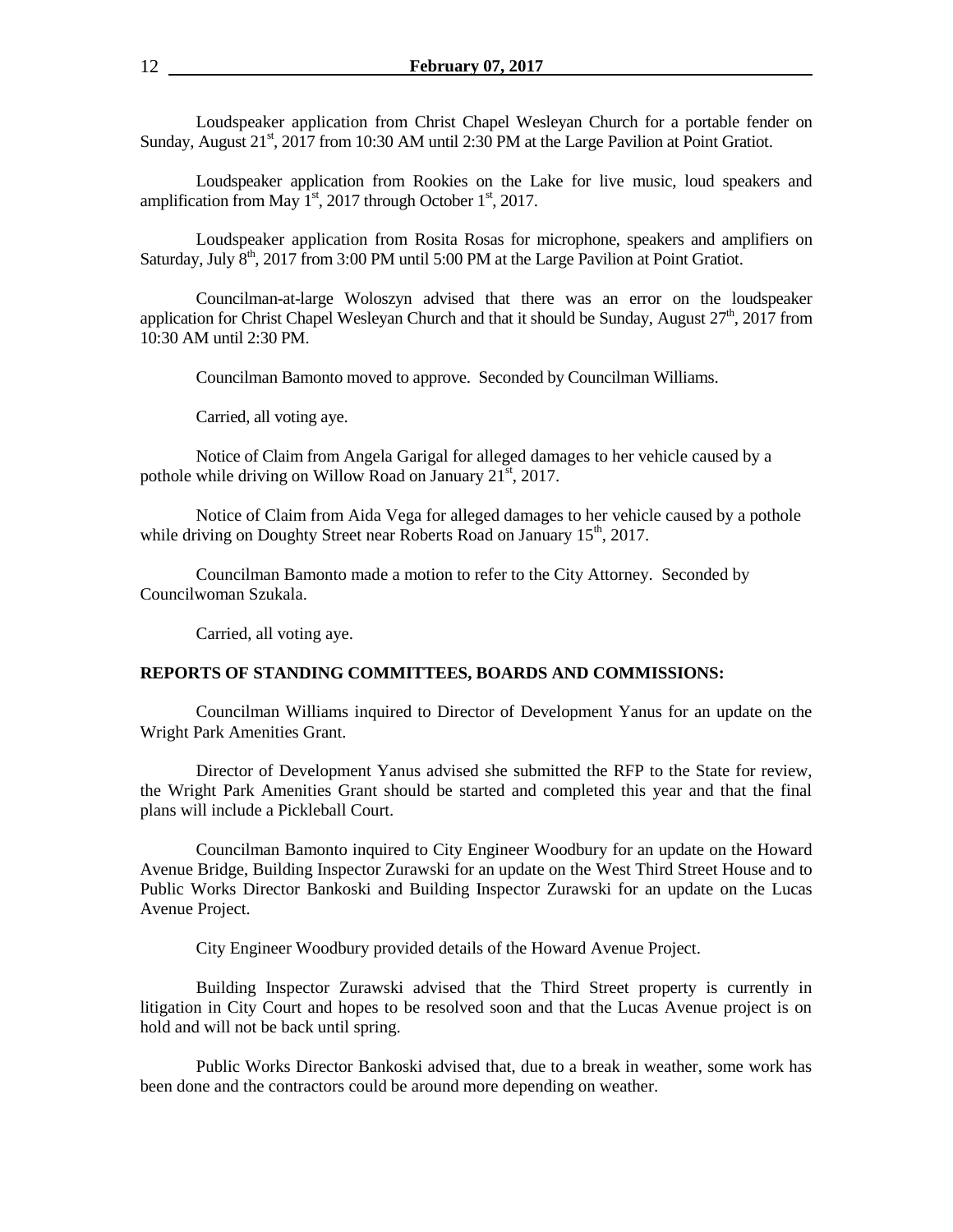Loudspeaker application from Christ Chapel Wesleyan Church for a portable fender on Sunday, August 21st, 2017 from 10:30 AM until 2:30 PM at the Large Pavilion at Point Gratiot.

Loudspeaker application from Rookies on the Lake for live music, loud speakers and amplification from May 1st, 2017 through October 1st, 2017.

Loudspeaker application from Rosita Rosas for microphone, speakers and amplifiers on Saturday, July 8th, 2017 from 3:00 PM until 5:00 PM at the Large Pavilion at Point Gratiot.

Councilman-at-large Woloszyn advised that there was an error on the loudspeaker application for Christ Chapel Wesleyan Church and that it should be Sunday, August 27th, 2017 from 10:30 AM until 2:30 PM.

Councilman Bamonto moved to approve. Seconded by Councilman Williams.

Carried, all voting aye.

Notice of Claim from Angela Garigal for alleged damages to her vehicle caused by a pothole while driving on Willow Road on January 21st, 2017.

Notice of Claim from Aida Vega for alleged damages to her vehicle caused by a pothole while driving on Doughty Street near Roberts Road on January 15th, 2017.

Councilman Bamonto made a motion to refer to the City Attorney. Seconded by Councilwoman Szukala.

Carried, all voting aye.

**REPORTS OF STANDING COMMITTEES, BOARDS AND COMMISSIONS:**

Councilman Williams inquired to Director of Development Yanus for an update on the Wright Park Amenities Grant.

Director of Development Yanus advised she submitted the RFP to the State for review, the Wright Park Amenities Grant should be started and completed this year and that the final plans will include a Pickleball Court.

Councilman Bamonto inquired to City Engineer Woodbury for an update on the Howard Avenue Bridge, Building Inspector Zurawski for an update on the West Third Street House and to Public Works Director Bankoski and Building Inspector Zurawski for an update on the Lucas Avenue Project.

City Engineer Woodbury provided details of the Howard Avenue Project.

Building Inspector Zurawski advised that the Third Street property is currently in litigation in City Court and hopes to be resolved soon and that the Lucas Avenue project is on hold and will not be back until spring.

Public Works Director Bankoski advised that, due to a break in weather, some work has been done and the contractors could be around more depending on weather.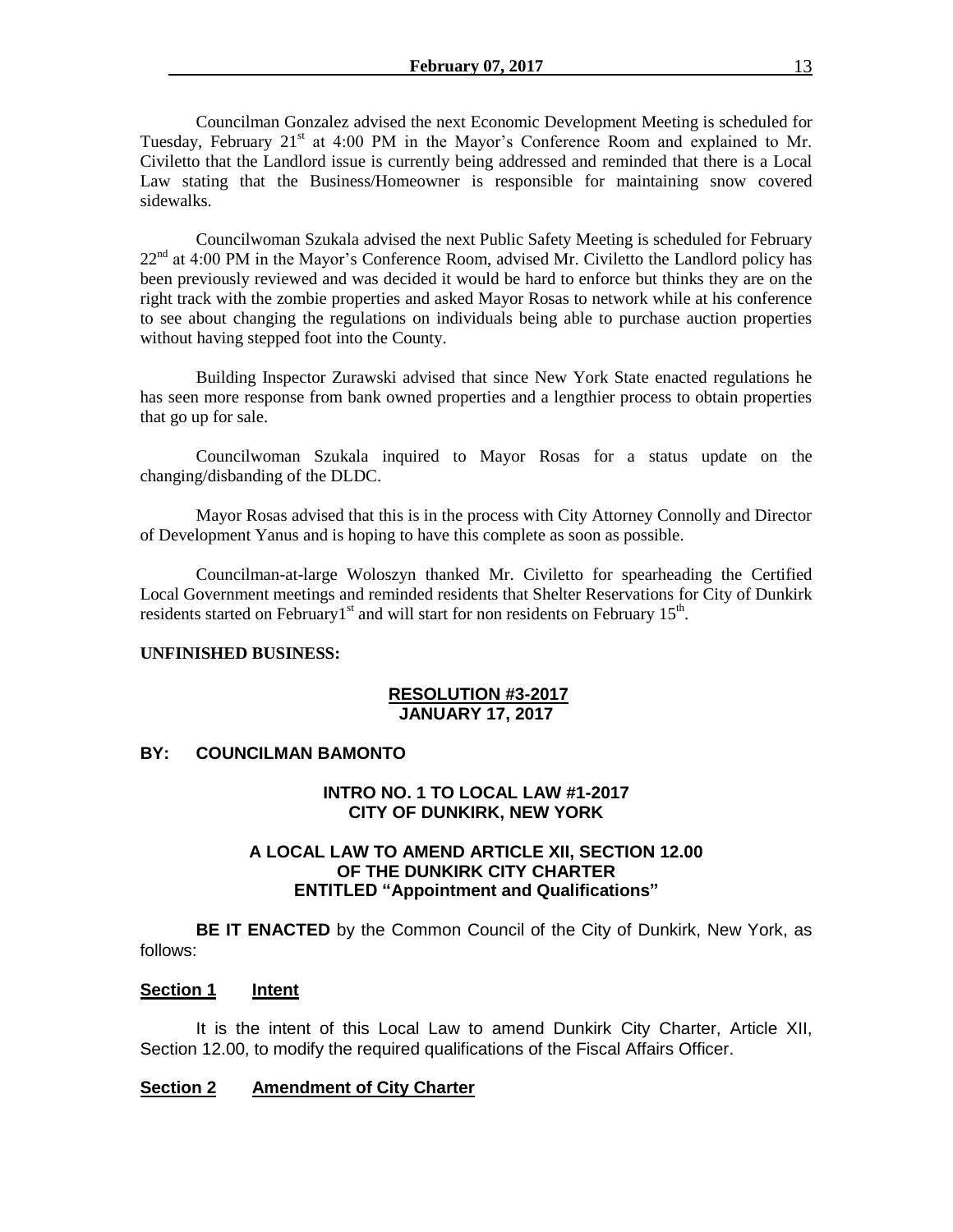Councilman Gonzalez advised the next Economic Development Meeting is scheduled for Tuesday, February 21st at 4:00 PM in the Mayor's Conference Room and explained to Mr. Civiletto that the Landlord issue is currently being addressed and reminded that there is a Local Law stating that the Business/Homeowner is responsible for maintaining snow covered sidewalks.

Councilwoman Szukala advised the next Public Safety Meeting is scheduled for February 22nd at 4:00 PM in the Mayor's Conference Room, advised Mr. Civiletto the Landlord policy has been previously reviewed and was decided it would be hard to enforce but thinks they are on the right track with the zombie properties and asked Mayor Rosas to network while at his conference to see about changing the regulations on individuals being able to purchase auction properties without having stepped foot into the County.

Building Inspector Zurawski advised that since New York State enacted regulations he has seen more response from bank owned properties and a lengthier process to obtain properties that go up for sale.

Councilwoman Szukala inquired to Mayor Rosas for a status update on the changing/disbanding of the DLDC.

Mayor Rosas advised that this is in the process with City Attorney Connolly and Director of Development Yanus and is hoping to have this complete as soon as possible.

Councilman-at-large Woloszyn thanked Mr. Civiletto for spearheading the Certified Local Government meetings and reminded residents that Shelter Reservations for City of Dunkirk residents started on February1st and will start for non residents on February 15th.

**UNFINISHED BUSINESS:**

**RESOLUTION #3-2017**
**JANUARY 17, 2017**

**BY: COUNCILMAN BAMONTO**

**INTRO NO. 1 TO LOCAL LAW #1-2017**
**CITY OF DUNKIRK, NEW YORK**

**A LOCAL LAW TO AMEND ARTICLE XII, SECTION 12.00**
**OF THE DUNKIRK CITY CHARTER**
**ENTITLED "Appointment and Qualifications"**

**BE IT ENACTED** by the Common Council of the City of Dunkirk, New York, as follows:

**Section 1 Intent**

It is the intent of this Local Law to amend Dunkirk City Charter, Article XII, Section 12.00, to modify the required qualifications of the Fiscal Affairs Officer.

**Section 2 Amendment of City Charter**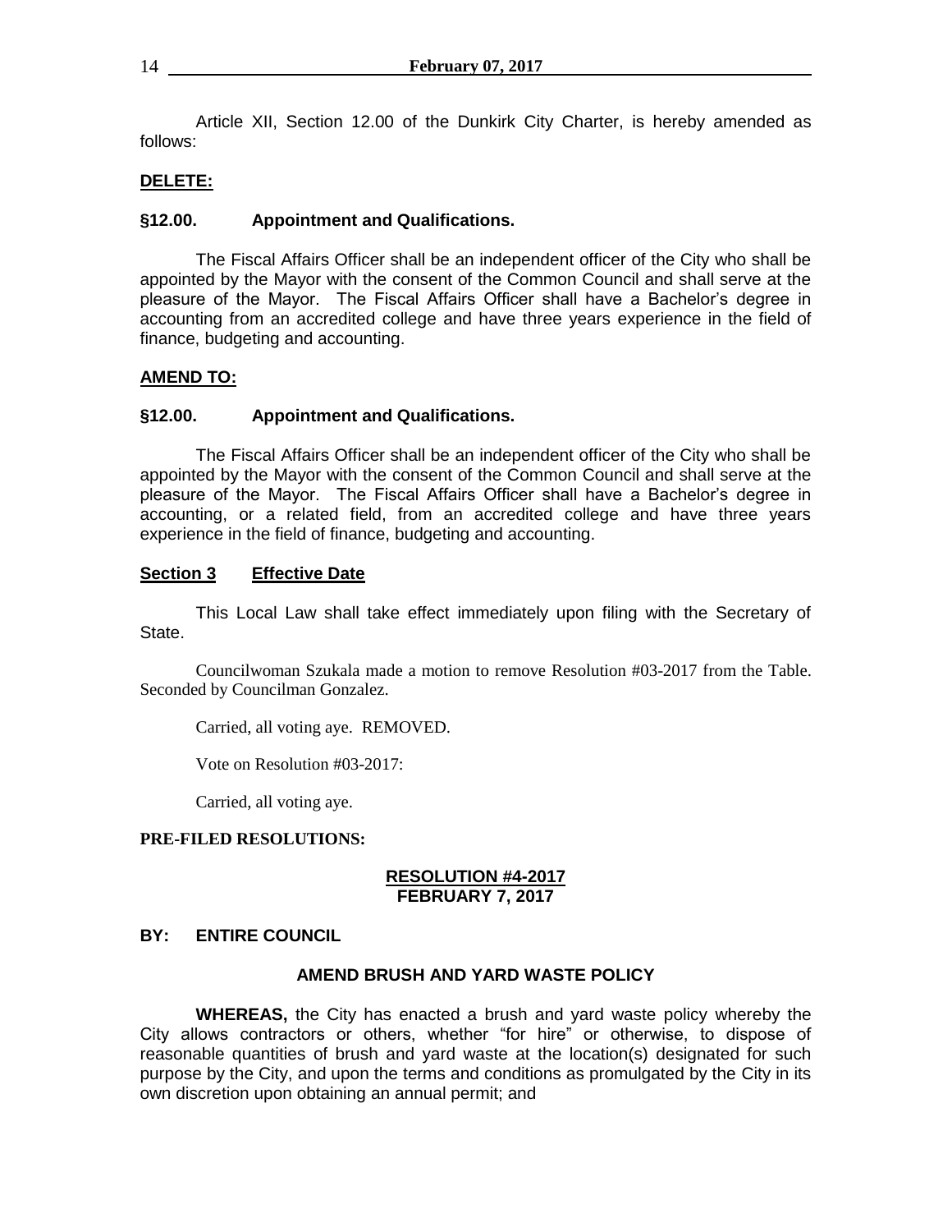Article XII, Section 12.00 of the Dunkirk City Charter, is hereby amended as follows:

**DELETE:**

**§12.00. Appointment and Qualifications.**

The Fiscal Affairs Officer shall be an independent officer of the City who shall be appointed by the Mayor with the consent of the Common Council and shall serve at the pleasure of the Mayor. The Fiscal Affairs Officer shall have a Bachelor's degree in accounting from an accredited college and have three years experience in the field of finance, budgeting and accounting.

**AMEND TO:**

**§12.00. Appointment and Qualifications.**

The Fiscal Affairs Officer shall be an independent officer of the City who shall be appointed by the Mayor with the consent of the Common Council and shall serve at the pleasure of the Mayor. The Fiscal Affairs Officer shall have a Bachelor's degree in accounting, or a related field, from an accredited college and have three years experience in the field of finance, budgeting and accounting.

**Section 3 Effective Date**

This Local Law shall take effect immediately upon filing with the Secretary of State.

Councilwoman Szukala made a motion to remove Resolution #03-2017 from the Table. Seconded by Councilman Gonzalez.

Carried, all voting aye. REMOVED.

Vote on Resolution #03-2017:

Carried, all voting aye.

**PRE-FILED RESOLUTIONS:**

**RESOLUTION #4-2017**
**FEBRUARY 7, 2017**

**BY: ENTIRE COUNCIL**

**AMEND BRUSH AND YARD WASTE POLICY**

**WHEREAS,** the City has enacted a brush and yard waste policy whereby the City allows contractors or others, whether "for hire" or otherwise, to dispose of reasonable quantities of brush and yard waste at the location(s) designated for such purpose by the City, and upon the terms and conditions as promulgated by the City in its own discretion upon obtaining an annual permit; and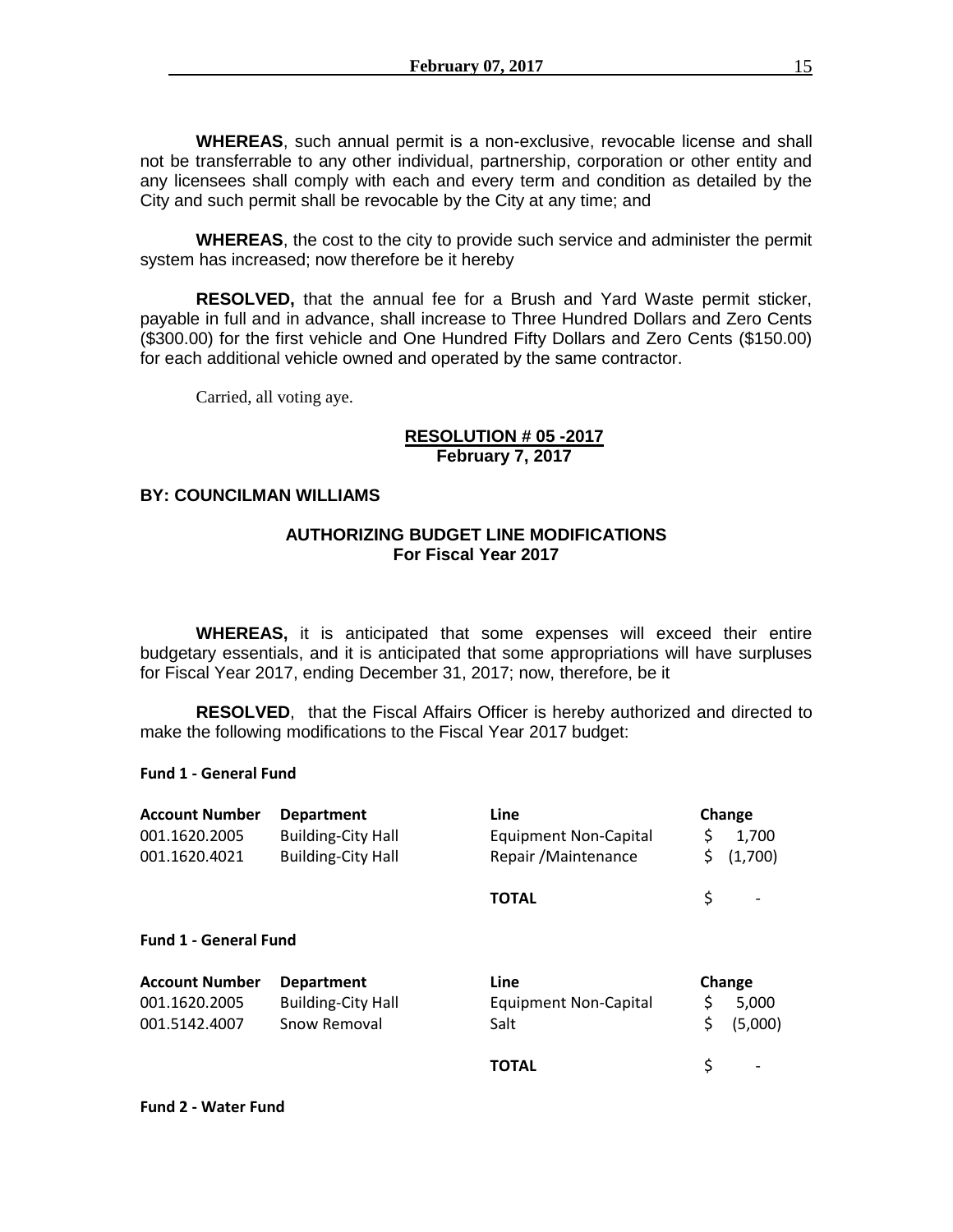**WHEREAS**, such annual permit is a non-exclusive, revocable license and shall not be transferrable to any other individual, partnership, corporation or other entity and any licensees shall comply with each and every term and condition as detailed by the City and such permit shall be revocable by the City at any time; and

**WHEREAS**, the cost to the city to provide such service and administer the permit system has increased; now therefore be it hereby

**RESOLVED,** that the annual fee for a Brush and Yard Waste permit sticker, payable in full and in advance, shall increase to Three Hundred Dollars and Zero Cents ($300.00) for the first vehicle and One Hundred Fifty Dollars and Zero Cents ($150.00) for each additional vehicle owned and operated by the same contractor.

Carried, all voting aye.

**RESOLUTION # 05 -2017**
**February 7, 2017**

**BY: COUNCILMAN WILLIAMS**

**AUTHORIZING BUDGET LINE MODIFICATIONS**
**For Fiscal Year 2017**

**WHEREAS,** it is anticipated that some expenses will exceed their entire budgetary essentials, and it is anticipated that some appropriations will have surpluses for Fiscal Year 2017, ending December 31, 2017; now, therefore, be it

**RESOLVED**, that the Fiscal Affairs Officer is hereby authorized and directed to make the following modifications to the Fiscal Year 2017 budget:

**Fund 1 - General Fund**

| Account Number | Department | Line | Change |
|---|---|---|---|
| 001.1620.2005 | Building-City Hall | Equipment Non-Capital | $ 1,700 |
| 001.1620.4021 | Building-City Hall | Repair /Maintenance | $ (1,700) |
| | | **TOTAL** | $ - |

**Fund 1 - General Fund**

| Account Number | Department | Line | Change |
|---|---|---|---|
| 001.1620.2005 | Building-City Hall | Equipment Non-Capital | $ 5,000 |
| 001.5142.4007 | Snow Removal | Salt | $ (5,000) |
| | | **TOTAL** | $ - |

**Fund 2 - Water Fund**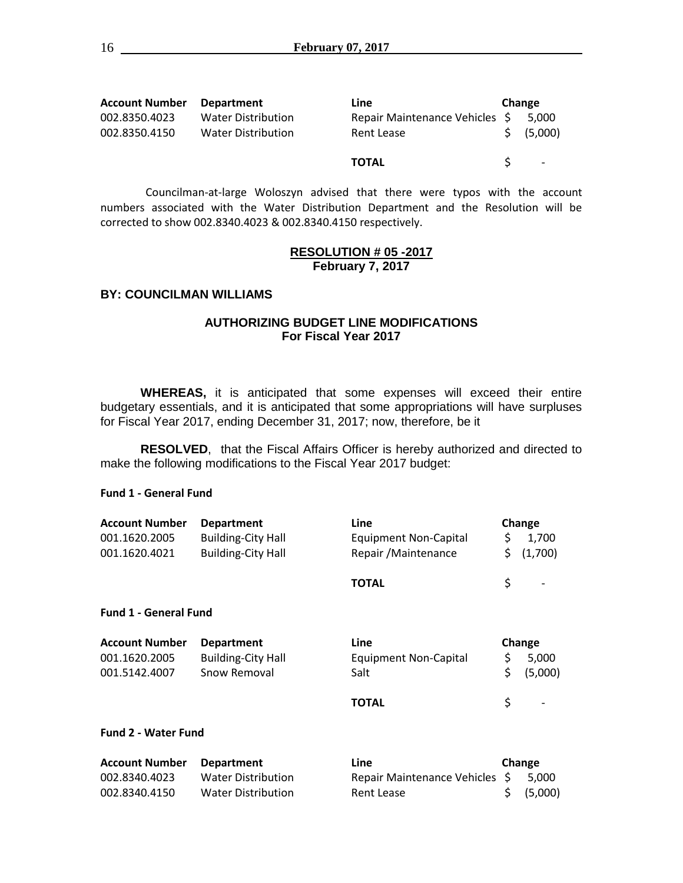| Account Number | Department | Line | Change |
|---|---|---|---|
| 002.8350.4023 | Water Distribution | Repair Maintenance Vehicles | $ 5,000 |
| 002.8350.4150 | Water Distribution | Rent Lease | $ (5,000) |
| | | **TOTAL** | $ - |

Councilman-at-large Woloszyn advised that there were typos with the account numbers associated with the Water Distribution Department and the Resolution will be corrected to show 002.8340.4023 & 002.8340.4150 respectively.

**RESOLUTION # 05 -2017**
**February 7, 2017**

**BY: COUNCILMAN WILLIAMS**

**AUTHORIZING BUDGET LINE MODIFICATIONS**
**For Fiscal Year 2017**

**WHEREAS,** it is anticipated that some expenses will exceed their entire budgetary essentials, and it is anticipated that some appropriations will have surpluses for Fiscal Year 2017, ending December 31, 2017; now, therefore, be it

**RESOLVED**, that the Fiscal Affairs Officer is hereby authorized and directed to make the following modifications to the Fiscal Year 2017 budget:

**Fund 1 - General Fund**

| Account Number | Department | Line | Change |
|---|---|---|---|
| 001.1620.2005 | Building-City Hall | Equipment Non-Capital | $ 1,700 |
| 001.1620.4021 | Building-City Hall | Repair /Maintenance | $ (1,700) |
| | | **TOTAL** | $ - |

**Fund 1 - General Fund**

| Account Number | Department | Line | Change |
|---|---|---|---|
| 001.1620.2005 | Building-City Hall | Equipment Non-Capital | $ 5,000 |
| 001.5142.4007 | Snow Removal | Salt | $ (5,000) |
| | | **TOTAL** | $ - |

**Fund 2 - Water Fund**

| Account Number | Department | Line | Change |
|---|---|---|---|
| 002.8340.4023 | Water Distribution | Repair Maintenance Vehicles | $ 5,000 |
| 002.8340.4150 | Water Distribution | Rent Lease | $ (5,000) |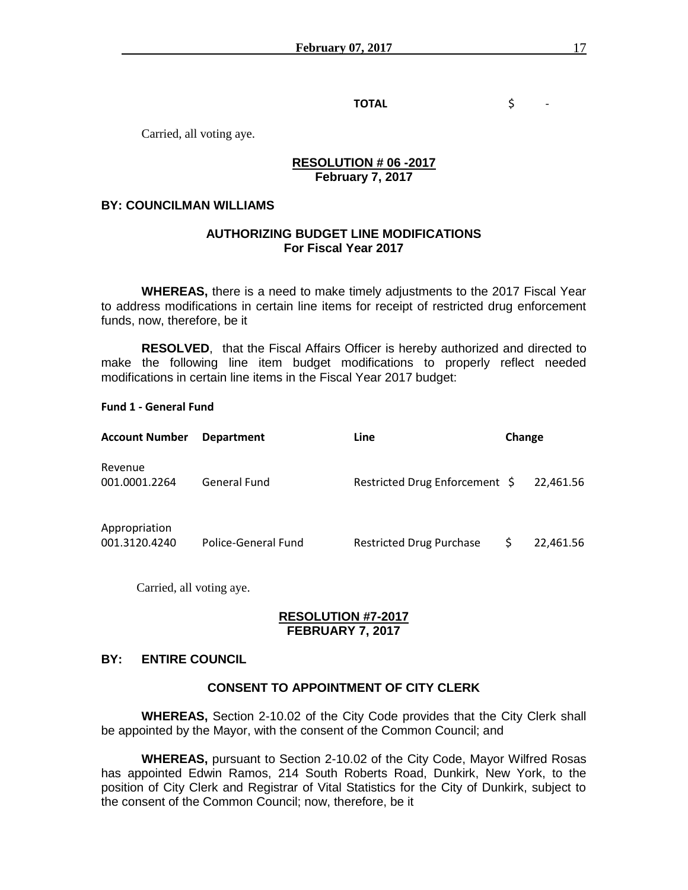**TOTAL** $ -

Carried, all voting aye.

**RESOLUTION # 06 -2017**
**February 7, 2017**

**BY: COUNCILMAN WILLIAMS**

**AUTHORIZING BUDGET LINE MODIFICATIONS**
**For Fiscal Year 2017**

**WHEREAS,** there is a need to make timely adjustments to the 2017 Fiscal Year to address modifications in certain line items for receipt of restricted drug enforcement funds, now, therefore, be it

**RESOLVED**, that the Fiscal Affairs Officer is hereby authorized and directed to make the following line item budget modifications to properly reflect needed modifications in certain line items in the Fiscal Year 2017 budget:

**Fund 1 - General Fund**

| Account Number | Department | Line | Change |
|---|---|---|---|
| Revenue 001.0001.2264 | General Fund | Restricted Drug Enforcement | $ 22,461.56 |
| Appropriation 001.3120.4240 | Police-General Fund | Restricted Drug Purchase | $ 22,461.56 |

Carried, all voting aye.

**RESOLUTION #7-2017**
**FEBRUARY 7, 2017**

**BY: ENTIRE COUNCIL**

**CONSENT TO APPOINTMENT OF CITY CLERK**

**WHEREAS,** Section 2-10.02 of the City Code provides that the City Clerk shall be appointed by the Mayor, with the consent of the Common Council; and

**WHEREAS,** pursuant to Section 2-10.02 of the City Code, Mayor Wilfred Rosas has appointed Edwin Ramos, 214 South Roberts Road, Dunkirk, New York, to the position of City Clerk and Registrar of Vital Statistics for the City of Dunkirk, subject to the consent of the Common Council; now, therefore, be it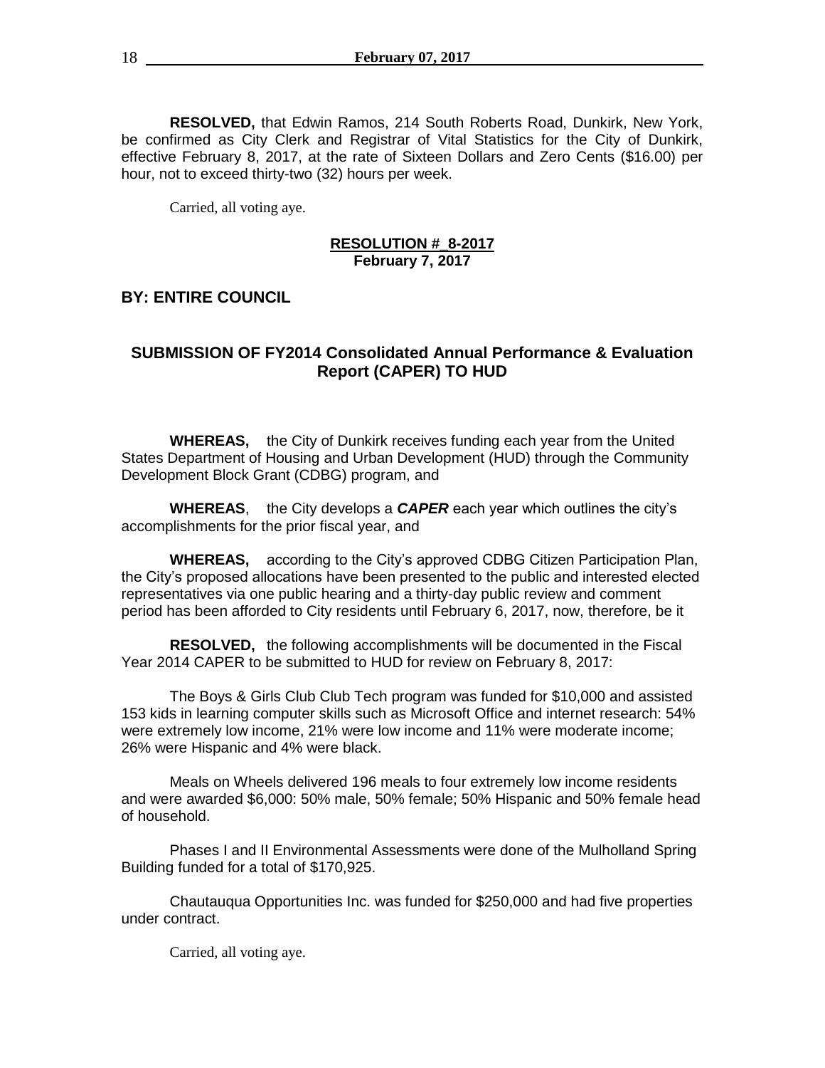**RESOLVED,** that Edwin Ramos, 214 South Roberts Road, Dunkirk, New York, be confirmed as City Clerk and Registrar of Vital Statistics for the City of Dunkirk, effective February 8, 2017, at the rate of Sixteen Dollars and Zero Cents ($16.00) per hour, not to exceed thirty-two (32) hours per week.

Carried, all voting aye.

**RESOLUTION # 8-2017**
**February 7, 2017**

**BY: ENTIRE COUNCIL**

## SUBMISSION OF FY2014 Consolidated Annual Performance & Evaluation Report (CAPER) TO HUD

**WHEREAS,** the City of Dunkirk receives funding each year from the United States Department of Housing and Urban Development (HUD) through the Community Development Block Grant (CDBG) program, and

**WHEREAS**, the City develops a ***CAPER*** each year which outlines the city's accomplishments for the prior fiscal year, and

**WHEREAS,** according to the City's approved CDBG Citizen Participation Plan, the City's proposed allocations have been presented to the public and interested elected representatives via one public hearing and a thirty-day public review and comment period has been afforded to City residents until February 6, 2017, now, therefore, be it

**RESOLVED,** the following accomplishments will be documented in the Fiscal Year 2014 CAPER to be submitted to HUD for review on February 8, 2017:

The Boys & Girls Club Club Tech program was funded for $10,000 and assisted 153 kids in learning computer skills such as Microsoft Office and internet research: 54% were extremely low income, 21% were low income and 11% were moderate income; 26% were Hispanic and 4% were black.

Meals on Wheels delivered 196 meals to four extremely low income residents and were awarded $6,000: 50% male, 50% female; 50% Hispanic and 50% female head of household.

Phases I and II Environmental Assessments were done of the Mulholland Spring Building funded for a total of $170,925.

Chautauqua Opportunities Inc. was funded for $250,000 and had five properties under contract.

Carried, all voting aye.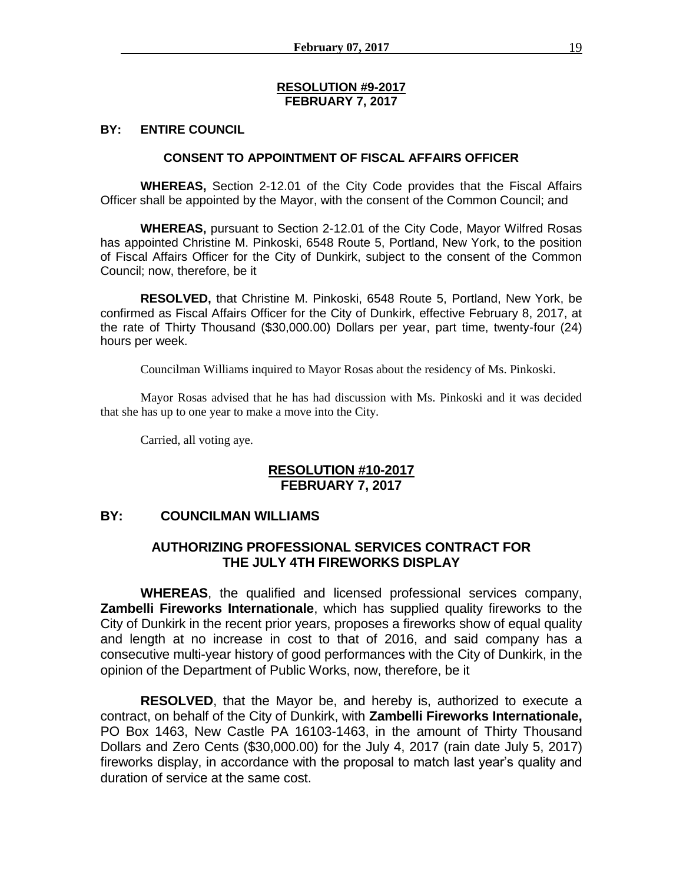**RESOLUTION #9-2017**
**FEBRUARY 7, 2017**

**BY: ENTIRE COUNCIL**

**CONSENT TO APPOINTMENT OF FISCAL AFFAIRS OFFICER**

**WHEREAS,** Section 2-12.01 of the City Code provides that the Fiscal Affairs Officer shall be appointed by the Mayor, with the consent of the Common Council; and

**WHEREAS,** pursuant to Section 2-12.01 of the City Code, Mayor Wilfred Rosas has appointed Christine M. Pinkoski, 6548 Route 5, Portland, New York, to the position of Fiscal Affairs Officer for the City of Dunkirk, subject to the consent of the Common Council; now, therefore, be it

**RESOLVED,** that Christine M. Pinkoski, 6548 Route 5, Portland, New York, be confirmed as Fiscal Affairs Officer for the City of Dunkirk, effective February 8, 2017, at the rate of Thirty Thousand ($30,000.00) Dollars per year, part time, twenty-four (24) hours per week.

Councilman Williams inquired to Mayor Rosas about the residency of Ms. Pinkoski.

Mayor Rosas advised that he has had discussion with Ms. Pinkoski and it was decided that she has up to one year to make a move into the City.

Carried, all voting aye.

**RESOLUTION #10-2017**
**FEBRUARY 7, 2017**

**BY: COUNCILMAN WILLIAMS**

**AUTHORIZING PROFESSIONAL SERVICES CONTRACT FOR THE JULY 4TH FIREWORKS DISPLAY**

**WHEREAS**, the qualified and licensed professional services company, **Zambelli Fireworks Internationale**, which has supplied quality fireworks to the City of Dunkirk in the recent prior years, proposes a fireworks show of equal quality and length at no increase in cost to that of 2016, and said company has a consecutive multi-year history of good performances with the City of Dunkirk, in the opinion of the Department of Public Works, now, therefore, be it

**RESOLVED**, that the Mayor be, and hereby is, authorized to execute a contract, on behalf of the City of Dunkirk, with **Zambelli Fireworks Internationale,** PO Box 1463, New Castle PA 16103-1463, in the amount of Thirty Thousand Dollars and Zero Cents ($30,000.00) for the July 4, 2017 (rain date July 5, 2017) fireworks display, in accordance with the proposal to match last year's quality and duration of service at the same cost.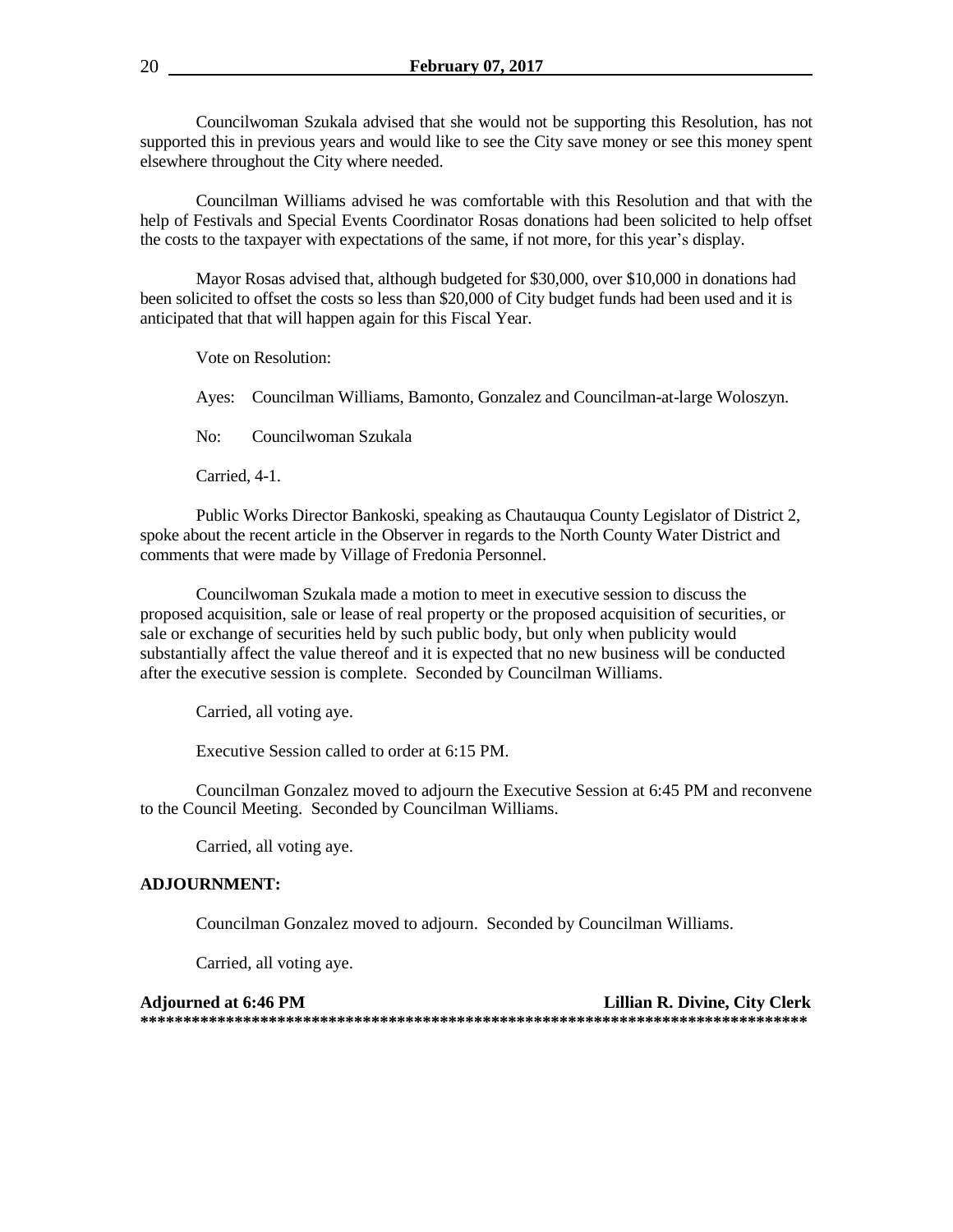Councilwoman Szukala advised that she would not be supporting this Resolution, has not supported this in previous years and would like to see the City save money or see this money spent elsewhere throughout the City where needed.

Councilman Williams advised he was comfortable with this Resolution and that with the help of Festivals and Special Events Coordinator Rosas donations had been solicited to help offset the costs to the taxpayer with expectations of the same, if not more, for this year's display.

Mayor Rosas advised that, although budgeted for $30,000, over $10,000 in donations had been solicited to offset the costs so less than $20,000 of City budget funds had been used and it is anticipated that that will happen again for this Fiscal Year.

Vote on Resolution:

Ayes: Councilman Williams, Bamonto, Gonzalez and Councilman-at-large Woloszyn.

No: Councilwoman Szukala

Carried, 4-1.

Public Works Director Bankoski, speaking as Chautauqua County Legislator of District 2, spoke about the recent article in the Observer in regards to the North County Water District and comments that were made by Village of Fredonia Personnel.

Councilwoman Szukala made a motion to meet in executive session to discuss the proposed acquisition, sale or lease of real property or the proposed acquisition of securities, or sale or exchange of securities held by such public body, but only when publicity would substantially affect the value thereof and it is expected that no new business will be conducted after the executive session is complete. Seconded by Councilman Williams.

Carried, all voting aye.

Executive Session called to order at 6:15 PM.

Councilman Gonzalez moved to adjourn the Executive Session at 6:45 PM and reconvene to the Council Meeting. Seconded by Councilman Williams.

Carried, all voting aye.

**ADJOURNMENT:**

Councilman Gonzalez moved to adjourn. Seconded by Councilman Williams.

Carried, all voting aye.

**Adjourned at 6:46 PM** **Lillian R. Divine, City Clerk**

**\*\*\*\*\*\*\*\*\*\*\*\*\*\*\*\*\*\*\*\*\*\*\*\*\*\*\*\*\*\*\*\*\*\*\*\*\*\*\*\*\*\*\*\*\*\*\*\*\*\*\*\*\*\*\*\*\*\*\*\*\*\*\*\*\*\*\*\*\*\*\*\*\*\*\*\*\*\*\*\***